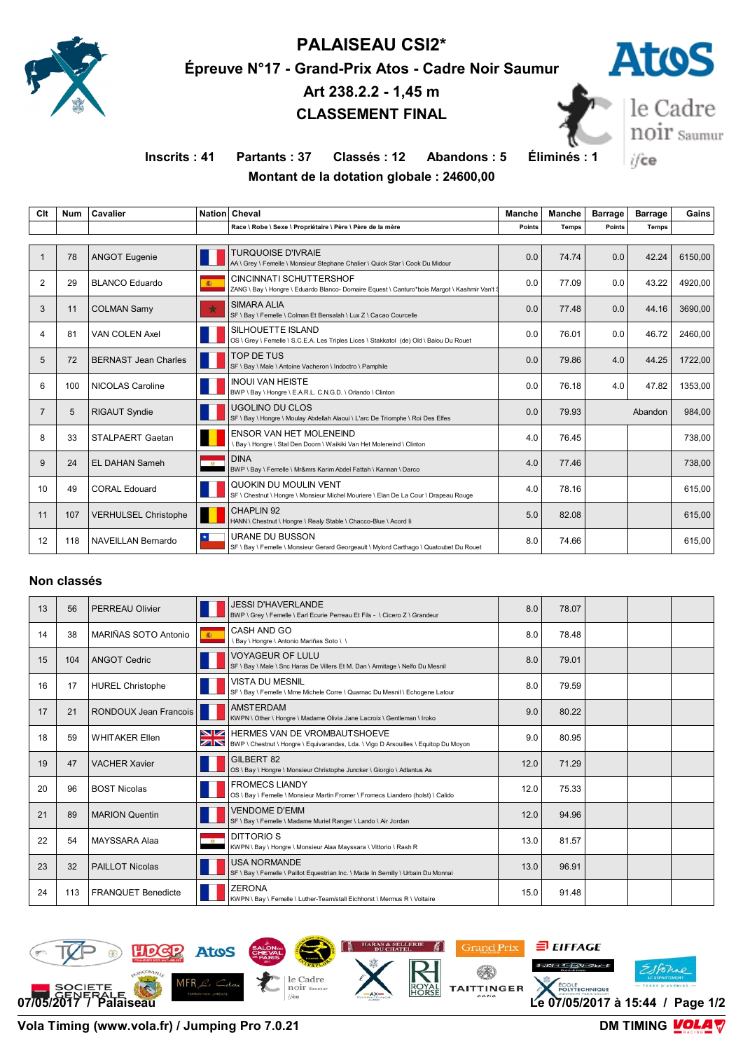# PALAISEAU CSI2*

## Épreuve N°17 - Grand-Prix Atos - Cadre Noir Saumur

## Art 238.2.2 - 1,45 m

## CLASSEMENT FINAL

**Inscrits : 41 Partants : 37 Classés : 12 Abandons : 5 Éliminés : 1**

**Montant de la dotation globale : 24600,00**

| Clt | Num | Cavalier | Nation | Cheval<br>Race \ Robe \ Sexe \ Propriétaire \ Père \ Père de la mère | Manche Points | Manche Temps | Barrage Points | Barrage Temps | Gains |
|---|---|---|---|---|---|---|---|---|---|
| 1 | 78 | ANGOT Eugenie | | TURQUOISE D'IVRAIE<br>AA \ Grey \ Femelle \ Monsieur Stephane Chalier \ Quick Star \ Cook Du Midour | 0.0 | 74.74 | 0.0 | 42.24 | 6150,00 |
| 2 | 29 | BLANCO Eduardo | | CINCINNATI SCHUTTERSHOF<br>ZANG \ Bay \ Hongre \ Eduardo Blanco- Domaire Equest \ Canturo*bois Margot \ Kashmir Van't S | 0.0 | 77.09 | 0.0 | 43.22 | 4920,00 |
| 3 | 11 | COLMAN Samy | | SIMARA ALIA<br>SF \ Bay \ Femelle \ Colman Et Bensalah \ Lux Z \ Cacao Courcelle | 0.0 | 77.48 | 0.0 | 44.16 | 3690,00 |
| 4 | 81 | VAN COLEN Axel | | SILHOUETTE ISLAND<br>OS \ Grey \ Femelle \ S.C.E.A. Les Triples Lices \ Stakkatol (de) Old \ Balou Du Rouet | 0.0 | 76.01 | 0.0 | 46.72 | 2460,00 |
| 5 | 72 | BERNAST Jean Charles | | TOP DE TUS<br>SF \ Bay \ Male \ Antoine Vacheron \ Indoctro \ Pamphile | 0.0 | 79.86 | 4.0 | 44.25 | 1722,00 |
| 6 | 100 | NICOLAS Caroline | | INOUI VAN HEISTE<br>BWP \ Bay \ Hongre \ E.A.R.L. C.N.G.D. \ Orlando \ Clinton | 0.0 | 76.18 | 4.0 | 47.82 | 1353,00 |
| 7 | 5 | RIGAUT Syndie | | UGOLINO DU CLOS<br>SF \ Bay \ Hongre \ Moulay Abdellah Alaoui \ L'arc De Triomphe \ Roi Des Elfes | 0.0 | 79.93 | | Abandon | 984,00 |
| 8 | 33 | STALPAERT Gaetan | | ENSOR VAN HET MOLENEIND<br>\ Bay \ Hongre \ Stal Den Doorn \ Waikiki Van Het Moleneind \ Clinton | 4.0 | 76.45 | | | 738,00 |
| 9 | 24 | EL DAHAN Sameh | | DINA<br>BWP \ Bay \ Femelle \ Mr&mrs Karim Abdel Fattah \ Kannan \ Darco | 4.0 | 77.46 | | | 738,00 |
| 10 | 49 | CORAL Edouard | | QUOKIN DU MOULIN VENT<br>SF \ Chestnut \ Hongre \ Monsieur Michel Mouriere \ Elan De La Cour \ Drapeau Rouge | 4.0 | 78.16 | | | 615,00 |
| 11 | 107 | VERHULSEL Christophe | | CHAPLIN 92<br>HANN \ Chestnut \ Hongre \ Realy Stable \ Chacco-Blue \ Acord Ii | 5.0 | 82.08 | | | 615,00 |
| 12 | 118 | NAVEILLAN Bernardo | | URANE DU BUSSON<br>SF \ Bay \ Femelle \ Monsieur Gerard Georgeault \ Mylord Carthago \ Quatoubet Du Rouet | 8.0 | 74.66 | | | 615,00 |

## Non classés

| Clt | Num | Cavalier | Nation | Cheval | Manche Points | Manche Temps | Barrage Points | Barrage Temps | Gains |
|---|---|---|---|---|---|---|---|---|---|
| 13 | 56 | PERREAU Olivier | | JESSI D'HAVERLANDE<br>BWP \ Grey \ Femelle \ Earl Ecurie Perreau Et Fils - \ Cicero Z \ Grandeur | 8.0 | 78.07 | | | |
| 14 | 38 | MARIÑAS SOTO Antonio | | CASH AND GO<br>\ Bay \ Hongre \ Antonio Mariñas Soto \ \ | 8.0 | 78.48 | | | |
| 15 | 104 | ANGOT Cedric | | VOYAGEUR OF LULU<br>SF \ Bay \ Male \ Snc Haras De Villers Et M. Dan \ Armitage \ Nelfo Du Mesnil | 8.0 | 79.01 | | | |
| 16 | 17 | HUREL Christophe | | VISTA DU MESNIL<br>SF \ Bay \ Femelle \ Mme Michele Corre \ Quarnac Du Mesnil \ Echogene Latour | 8.0 | 79.59 | | | |
| 17 | 21 | RONDOUX Jean Francois | | AMSTERDAM<br>KWPN \ Other \ Hongre \ Madame Olivia Jane Lacroix \ Gentleman \ Iroko | 9.0 | 80.22 | | | |
| 18 | 59 | WHITAKER Ellen | | HERMES VAN DE VROMBAUTSHOEVE<br>BWP \ Chestnut \ Hongre \ Equivarandas, Lda. \ Vigo D Arsouilles \ Equitop Du Moyon | 9.0 | 80.95 | | | |
| 19 | 47 | VACHER Xavier | | GILBERT 82<br>OS \ Bay \ Hongre \ Monsieur Christophe Juncker \ Giorgio \ Adlantus As | 12.0 | 71.29 | | | |
| 20 | 96 | BOST Nicolas | | FROMECS LIANDY<br>OS \ Bay \ Femelle \ Monsieur Martin Fromer \ Fromecs Liandero (holst) \ Calido | 12.0 | 75.33 | | | |
| 21 | 89 | MARION Quentin | | VENDOME D'EMM<br>SF \ Bay \ Femelle \ Madame Muriel Ranger \ Lando \ Air Jordan | 12.0 | 94.96 | | | |
| 22 | 54 | MAYSSARA Alaa | | DITTORIO S<br>KWPN \ Bay \ Hongre \ Monsieur Alaa Mayssara \ Vittorio \ Rash R | 13.0 | 81.57 | | | |
| 23 | 32 | PAILLOT Nicolas | | USA NORMANDE<br>SF \ Bay \ Femelle \ Paillot Equestrian Inc. \ Made In Semilly \ Urbain Du Monnai | 13.0 | 96.91 | | | |
| 24 | 113 | FRANQUET Benedicte | | ZERONA<br>KWPN \ Bay \ Femelle \ Luther-Teamstall Eichhorst \ Mermus R \ Voltaire | 15.0 | 91.48 | | | |

07/05/2017 / Palaiseau — Le 07/05/2017 à 15:44

Vola Timing (www.vola.fr) / Jumping Pro 7.0.21 — DM TIMING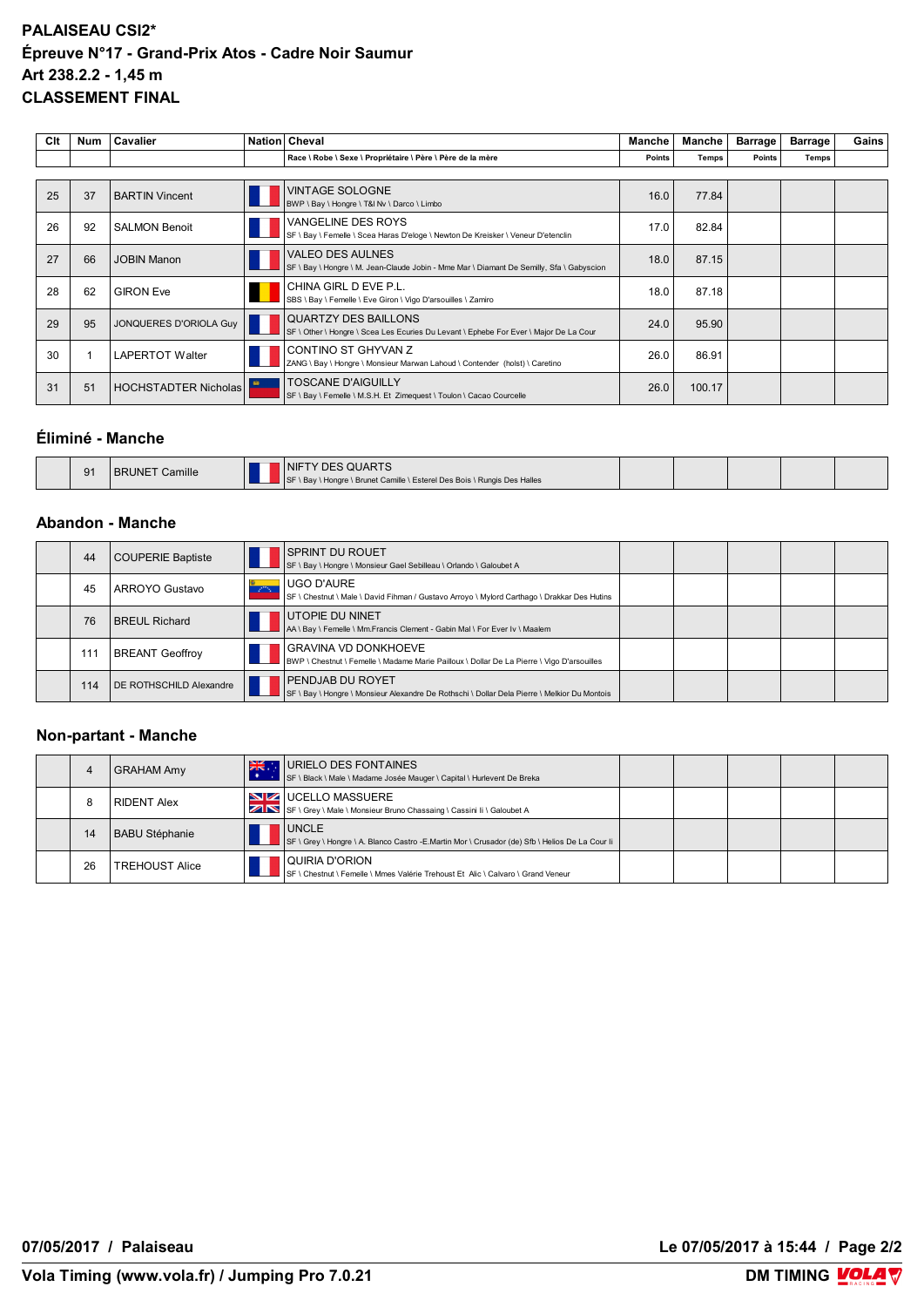# PALAISEAU CSI2*

## Épreuve N°17 - Grand-Prix Atos - Cadre Noir Saumur

## Art 238.2.2 - 1,45 m

## CLASSEMENT FINAL

| Clt | Num | Cavalier | Nation | Cheval | Manche | Manche | Barrage | Barrage | Gains |
|---|---|---|---|---|---|---|---|---|---|
| | | | | Race \ Robe \ Sexe \ Propriétaire \ Père \ Père de la mère | Points | Temps | Points | Temps | |
| 25 | 37 | BARTIN Vincent | | VINTAGE SOLOGNE<br>BWP \ Bay \ Hongre \ T&I Nv \ Darco \ Limbo | 16.0 | 77.84 | | | |
| 26 | 92 | SALMON Benoit | | VANGELINE DES ROYS<br>SF \ Bay \ Femelle \ Scea Haras D'eloge \ Newton De Kreisker \ Veneur D'etenclin | 17.0 | 82.84 | | | |
| 27 | 66 | JOBIN Manon | | VALEO DES AULNES<br>SF \ Bay \ Hongre \ M. Jean-Claude Jobin - Mme Mar \ Diamant De Semilly, Sfa \ Gabyscion | 18.0 | 87.15 | | | |
| 28 | 62 | GIRON Eve | | CHINA GIRL D EVE P.L.<br>SBS \ Bay \ Femelle \ Eve Giron \ Vigo D'arsouilles \ Zamiro | 18.0 | 87.18 | | | |
| 29 | 95 | JONQUERES D'ORIOLA Guy | | QUARTZY DES BAILLONS<br>SF \ Other \ Hongre \ Scea Les Ecuries Du Levant \ Ephebe For Ever \ Major De La Cour | 24.0 | 95.90 | | | |
| 30 | 1 | LAPERTOT Walter | | CONTINO ST GHYVAN Z<br>ZANG \ Bay \ Hongre \ Monsieur Marwan Lahoud \ Contender (holst) \ Caretino | 26.0 | 86.91 | | | |
| 31 | 51 | HOCHSTADTER Nicholas | | TOSCANE D'AIGUILLY<br>SF \ Bay \ Femelle \ M.S.H. Et Zimequest \ Toulon \ Cacao Courcelle | 26.0 | 100.17 | | | |

## Éliminé - Manche

| | | | | | | | | | |
|---|---|---|---|---|---|---|---|---|---|
| | 91 | BRUNET Camille | | NIFTY DES QUARTS<br>SF \ Bay \ Hongre \ Brunet Camille \ Esterel Des Bois \ Rungis Des Halles | | | | | |

## Abandon - Manche

| | | | | | | | | | |
|---|---|---|---|---|---|---|---|---|---|
| | 44 | COUPERIE Baptiste | | SPRINT DU ROUET<br>SF \ Bay \ Hongre \ Monsieur Gael Sebilleau \ Orlando \ Galoubet A | | | | | |
| | 45 | ARROYO Gustavo | | UGO D'AURE<br>SF \ Chestnut \ Male \ David Fihman / Gustavo Arroyo \ Mylord Carthago \ Drakkar Des Hutins | | | | | |
| | 76 | BREUL Richard | | UTOPIE DU NINET<br>AA \ Bay \ Femelle \ Mm.Francis Clement - Gabin Mal \ For Ever Iv \ Maalem | | | | | |
| | 111 | BREANT Geoffroy | | GRAVINA VD DONKHOEVE<br>BWP \ Chestnut \ Femelle \ Madame Marie Pailloux \ Dollar De La Pierre \ Vigo D'arsouilles | | | | | |
| | 114 | DE ROTHSCHILD Alexandre | | PENDJAB DU ROYET<br>SF \ Bay \ Hongre \ Monsieur Alexandre De Rothschi \ Dollar Dela Pierre \ Melkior Du Montois | | | | | |

## Non-partant - Manche

| | | | | | | | | | |
|---|---|---|---|---|---|---|---|---|---|
| | 4 | GRAHAM Amy | | URIELO DES FONTAINES<br>SF \ Black \ Male \ Madame Josée Mauger \ Capital \ Hurlevent De Breka | | | | | |
| | 8 | RIDENT Alex | | UCELLO MASSUERE<br>SF \ Grey \ Male \ Monsieur Bruno Chassaing \ Cassini Ii \ Galoubet A | | | | | |
| | 14 | BABU Stéphanie | | UNCLE<br>SF \ Grey \ Hongre \ A. Blanco Castro -E.Martin Mor \ Crusador (de) Sfb \ Helios De La Cour Ii | | | | | |
| | 26 | TREHOUST Alice | | QUIRIA D'ORION<br>SF \ Chestnut \ Femelle \ Mmes Valérie Trehoust Et Alic \ Calvaro \ Grand Veneur | | | | | |

**07/05/2017 / Palaiseau** — **Le 07/05/2017 à 15:44**

**Vola Timing (www.vola.fr) / Jumping Pro 7.0.21** — **DM TIMING**